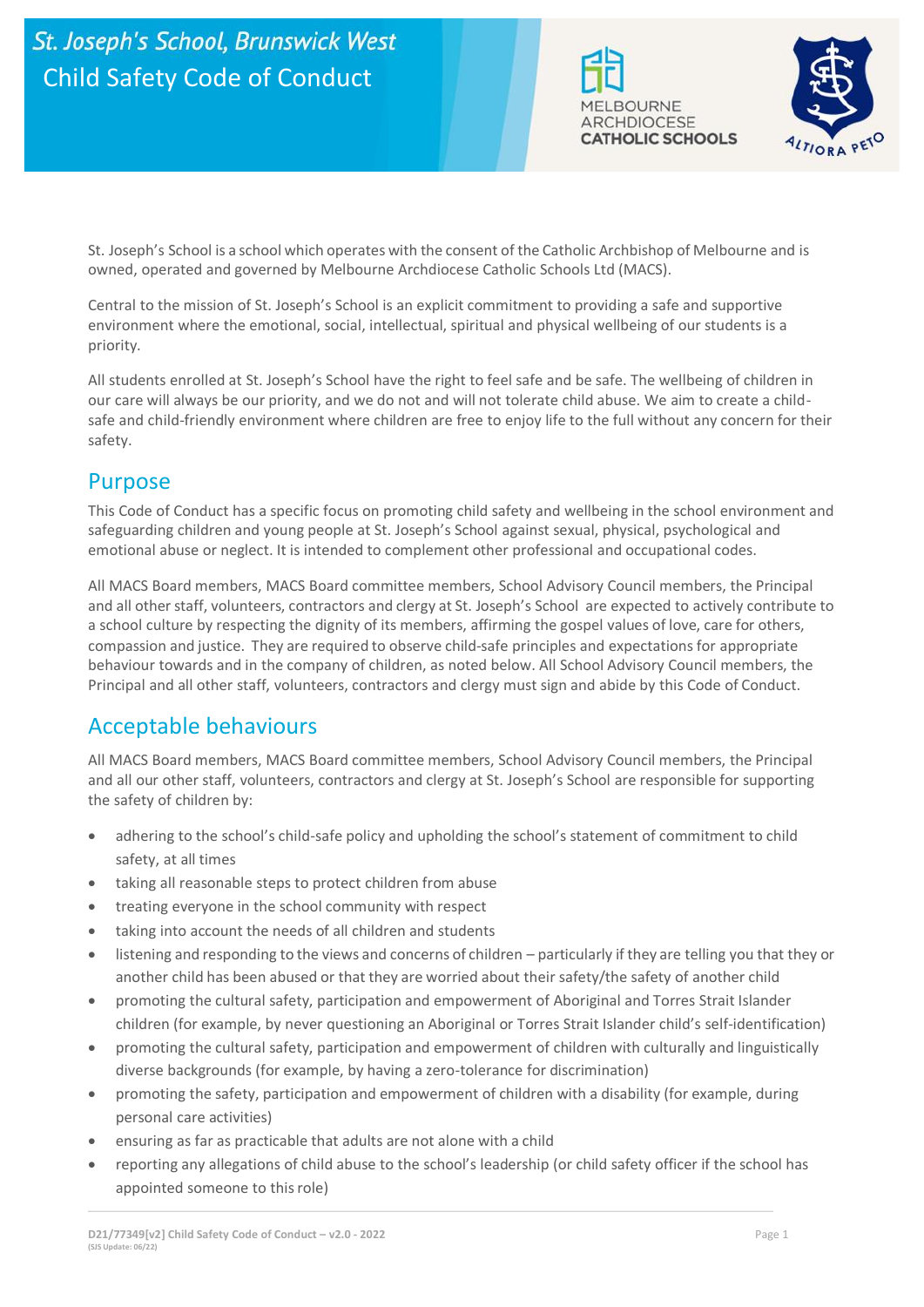# St. Joseph's School, Brunswick West
# Child Safety Code of Conduct

St. Joseph's School is a school which operates with the consent of the Catholic Archbishop of Melbourne and is owned, operated and governed by Melbourne Archdiocese Catholic Schools Ltd (MACS).

Central to the mission of St. Joseph's School is an explicit commitment to providing a safe and supportive environment where the emotional, social, intellectual, spiritual and physical wellbeing of our students is a priority.

All students enrolled at St. Joseph's School have the right to feel safe and be safe. The wellbeing of children in our care will always be our priority, and we do not and will not tolerate child abuse. We aim to create a child-safe and child-friendly environment where children are free to enjoy life to the full without any concern for their safety.

## Purpose

This Code of Conduct has a specific focus on promoting child safety and wellbeing in the school environment and safeguarding children and young people at St. Joseph's School against sexual, physical, psychological and emotional abuse or neglect. It is intended to complement other professional and occupational codes.

All MACS Board members, MACS Board committee members, School Advisory Council members, the Principal and all other staff, volunteers, contractors and clergy at St. Joseph's School are expected to actively contribute to a school culture by respecting the dignity of its members, affirming the gospel values of love, care for others, compassion and justice. They are required to observe child-safe principles and expectations for appropriate behaviour towards and in the company of children, as noted below. All School Advisory Council members, the Principal and all other staff, volunteers, contractors and clergy must sign and abide by this Code of Conduct.

## Acceptable behaviours

All MACS Board members, MACS Board committee members, School Advisory Council members, the Principal and all our other staff, volunteers, contractors and clergy at St. Joseph's School are responsible for supporting the safety of children by:

- adhering to the school's child-safe policy and upholding the school's statement of commitment to child safety, at all times
- taking all reasonable steps to protect children from abuse
- treating everyone in the school community with respect
- taking into account the needs of all children and students
- listening and responding to the views and concerns of children – particularly if they are telling you that they or another child has been abused or that they are worried about their safety/the safety of another child
- promoting the cultural safety, participation and empowerment of Aboriginal and Torres Strait Islander children (for example, by never questioning an Aboriginal or Torres Strait Islander child's self-identification)
- promoting the cultural safety, participation and empowerment of children with culturally and linguistically diverse backgrounds (for example, by having a zero-tolerance for discrimination)
- promoting the safety, participation and empowerment of children with a disability (for example, during personal care activities)
- ensuring as far as practicable that adults are not alone with a child
- reporting any allegations of child abuse to the school's leadership (or child safety officer if the school has appointed someone to this role)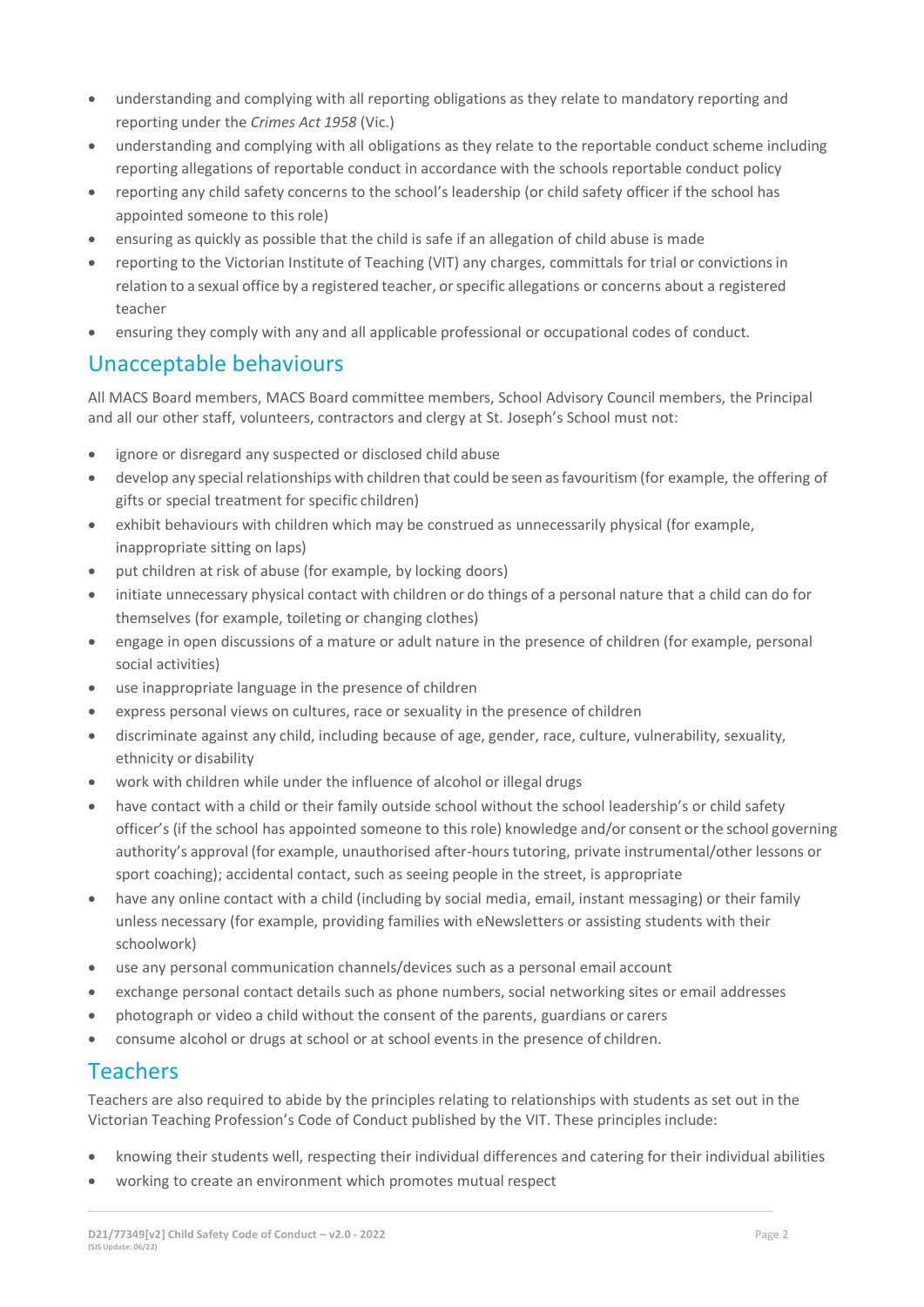- understanding and complying with all reporting obligations as they relate to mandatory reporting and reporting under the *Crimes Act 1958* (Vic.)
- understanding and complying with all obligations as they relate to the reportable conduct scheme including reporting allegations of reportable conduct in accordance with the schools reportable conduct policy
- reporting any child safety concerns to the school's leadership (or child safety officer if the school has appointed someone to this role)
- ensuring as quickly as possible that the child is safe if an allegation of child abuse is made
- reporting to the Victorian Institute of Teaching (VIT) any charges, committals for trial or convictions in relation to a sexual office by a registered teacher, or specific allegations or concerns about a registered teacher
- ensuring they comply with any and all applicable professional or occupational codes of conduct.

## Unacceptable behaviours

All MACS Board members, MACS Board committee members, School Advisory Council members, the Principal and all our other staff, volunteers, contractors and clergy at St. Joseph's School must not:

- ignore or disregard any suspected or disclosed child abuse
- develop any special relationships with children that could be seen as favouritism (for example, the offering of gifts or special treatment for specific children)
- exhibit behaviours with children which may be construed as unnecessarily physical (for example, inappropriate sitting on laps)
- put children at risk of abuse (for example, by locking doors)
- initiate unnecessary physical contact with children or do things of a personal nature that a child can do for themselves (for example, toileting or changing clothes)
- engage in open discussions of a mature or adult nature in the presence of children (for example, personal social activities)
- use inappropriate language in the presence of children
- express personal views on cultures, race or sexuality in the presence of children
- discriminate against any child, including because of age, gender, race, culture, vulnerability, sexuality, ethnicity or disability
- work with children while under the influence of alcohol or illegal drugs
- have contact with a child or their family outside school without the school leadership's or child safety officer's (if the school has appointed someone to this role) knowledge and/or consent or the school governing authority's approval (for example, unauthorised after-hours tutoring, private instrumental/other lessons or sport coaching); accidental contact, such as seeing people in the street, is appropriate
- have any online contact with a child (including by social media, email, instant messaging) or their family unless necessary (for example, providing families with eNewsletters or assisting students with their schoolwork)
- use any personal communication channels/devices such as a personal email account
- exchange personal contact details such as phone numbers, social networking sites or email addresses
- photograph or video a child without the consent of the parents, guardians or carers
- consume alcohol or drugs at school or at school events in the presence of children.

## Teachers

Teachers are also required to abide by the principles relating to relationships with students as set out in the Victorian Teaching Profession's Code of Conduct published by the VIT. These principles include:

- knowing their students well, respecting their individual differences and catering for their individual abilities
- working to create an environment which promotes mutual respect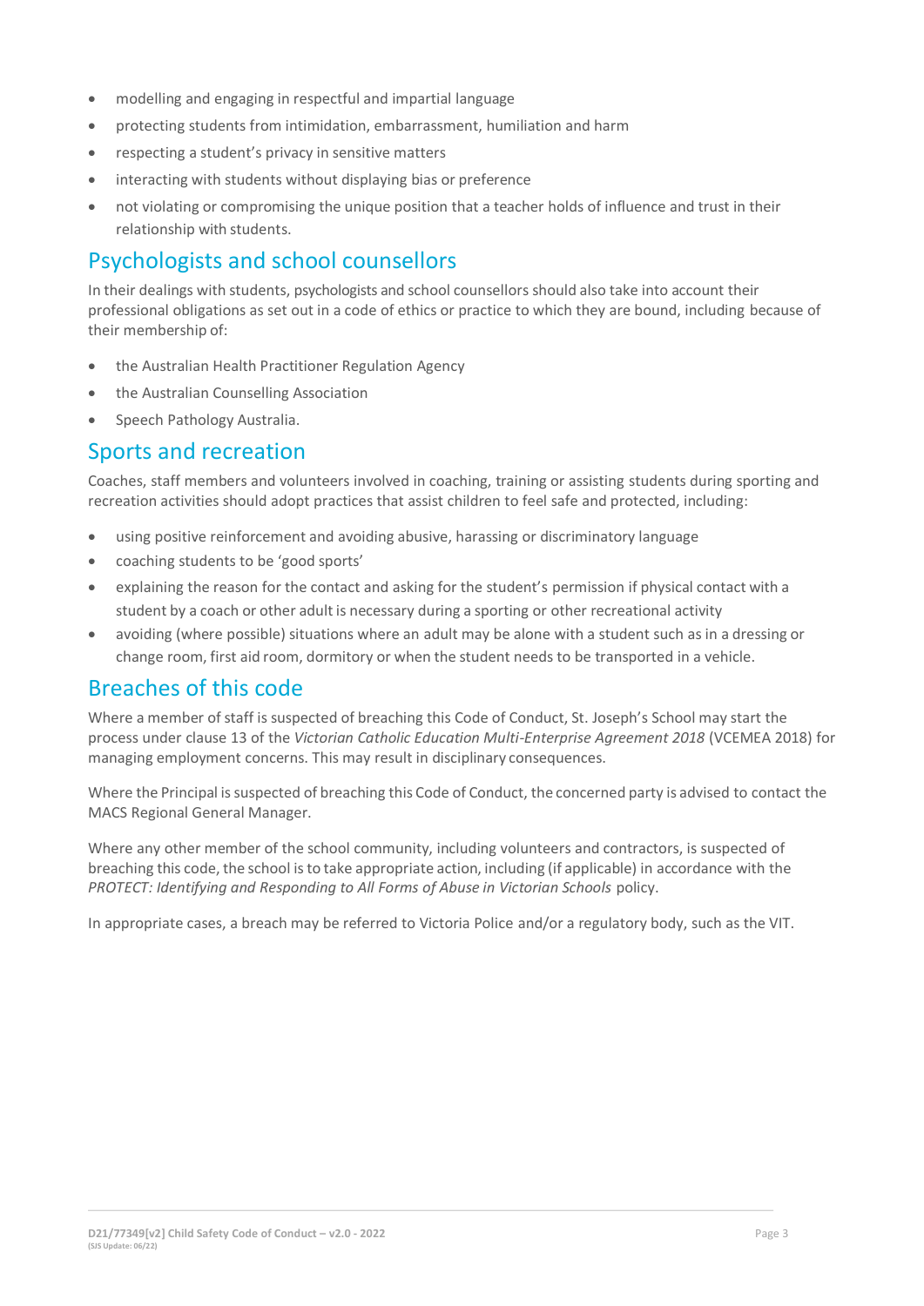- modelling and engaging in respectful and impartial language
- protecting students from intimidation, embarrassment, humiliation and harm
- respecting a student's privacy in sensitive matters
- interacting with students without displaying bias or preference
- not violating or compromising the unique position that a teacher holds of influence and trust in their relationship with students.

## Psychologists and school counsellors

In their dealings with students, psychologists and school counsellors should also take into account their professional obligations as set out in a code of ethics or practice to which they are bound, including because of their membership of:

- the Australian Health Practitioner Regulation Agency
- the Australian Counselling Association
- Speech Pathology Australia.

## Sports and recreation

Coaches, staff members and volunteers involved in coaching, training or assisting students during sporting and recreation activities should adopt practices that assist children to feel safe and protected, including:

- using positive reinforcement and avoiding abusive, harassing or discriminatory language
- coaching students to be 'good sports'
- explaining the reason for the contact and asking for the student's permission if physical contact with a student by a coach or other adult is necessary during a sporting or other recreational activity
- avoiding (where possible) situations where an adult may be alone with a student such as in a dressing or change room, first aid room, dormitory or when the student needs to be transported in a vehicle.

## Breaches of this code

Where a member of staff is suspected of breaching this Code of Conduct, St. Joseph's School may start the process under clause 13 of the *Victorian Catholic Education Multi-Enterprise Agreement 2018* (VCEMEA 2018) for managing employment concerns. This may result in disciplinary consequences.

Where the Principal is suspected of breaching this Code of Conduct, the concerned party is advised to contact the MACS Regional General Manager.

Where any other member of the school community, including volunteers and contractors, is suspected of breaching this code, the school is to take appropriate action, including (if applicable) in accordance with the *PROTECT: Identifying and Responding to All Forms of Abuse in Victorian Schools* policy.

In appropriate cases, a breach may be referred to Victoria Police and/or a regulatory body, such as the VIT.